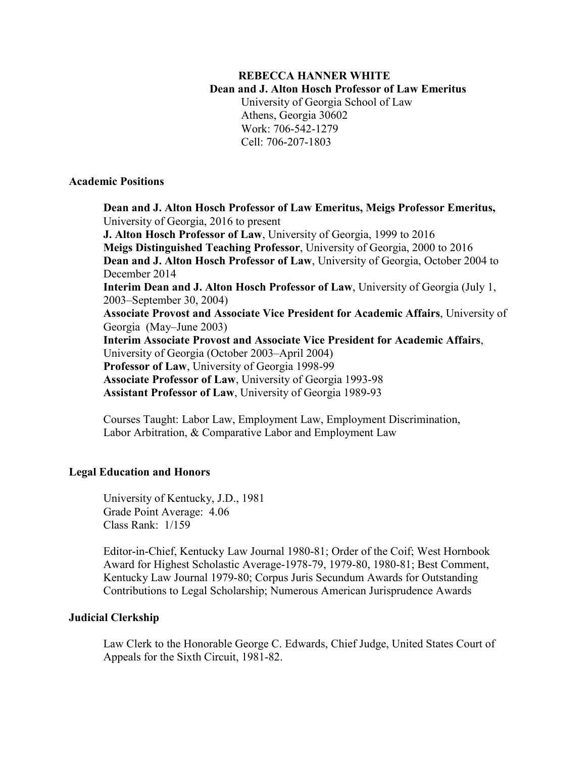# REBECCA HANNER WHITE

**Dean and J. Alton Hosch Professor of Law Emeritus**

University of Georgia School of Law
Athens, Georgia 30602
Work: 706-542-1279
Cell: 706-207-1803

## Academic Positions

**Dean and J. Alton Hosch Professor of Law Emeritus, Meigs Professor Emeritus,** University of Georgia, 2016 to present
**J. Alton Hosch Professor of Law**, University of Georgia, 1999 to 2016
**Meigs Distinguished Teaching Professor**, University of Georgia, 2000 to 2016
**Dean and J. Alton Hosch Professor of Law**, University of Georgia, October 2004 to December 2014
**Interim Dean and J. Alton Hosch Professor of Law**, University of Georgia (July 1, 2003–September 30, 2004)
**Associate Provost and Associate Vice President for Academic Affairs**, University of Georgia (May–June 2003)
**Interim Associate Provost and Associate Vice President for Academic Affairs**, University of Georgia (October 2003–April 2004)
**Professor of Law**, University of Georgia 1998-99
**Associate Professor of Law**, University of Georgia 1993-98
**Assistant Professor of Law**, University of Georgia 1989-93

Courses Taught: Labor Law, Employment Law, Employment Discrimination, Labor Arbitration, & Comparative Labor and Employment Law

## Legal Education and Honors

University of Kentucky, J.D., 1981
Grade Point Average: 4.06
Class Rank: 1/159

Editor-in-Chief, Kentucky Law Journal 1980-81; Order of the Coif; West Hornbook Award for Highest Scholastic Average-1978-79, 1979-80, 1980-81; Best Comment, Kentucky Law Journal 1979-80; Corpus Juris Secundum Awards for Outstanding Contributions to Legal Scholarship; Numerous American Jurisprudence Awards

## Judicial Clerkship

Law Clerk to the Honorable George C. Edwards, Chief Judge, United States Court of Appeals for the Sixth Circuit, 1981-82.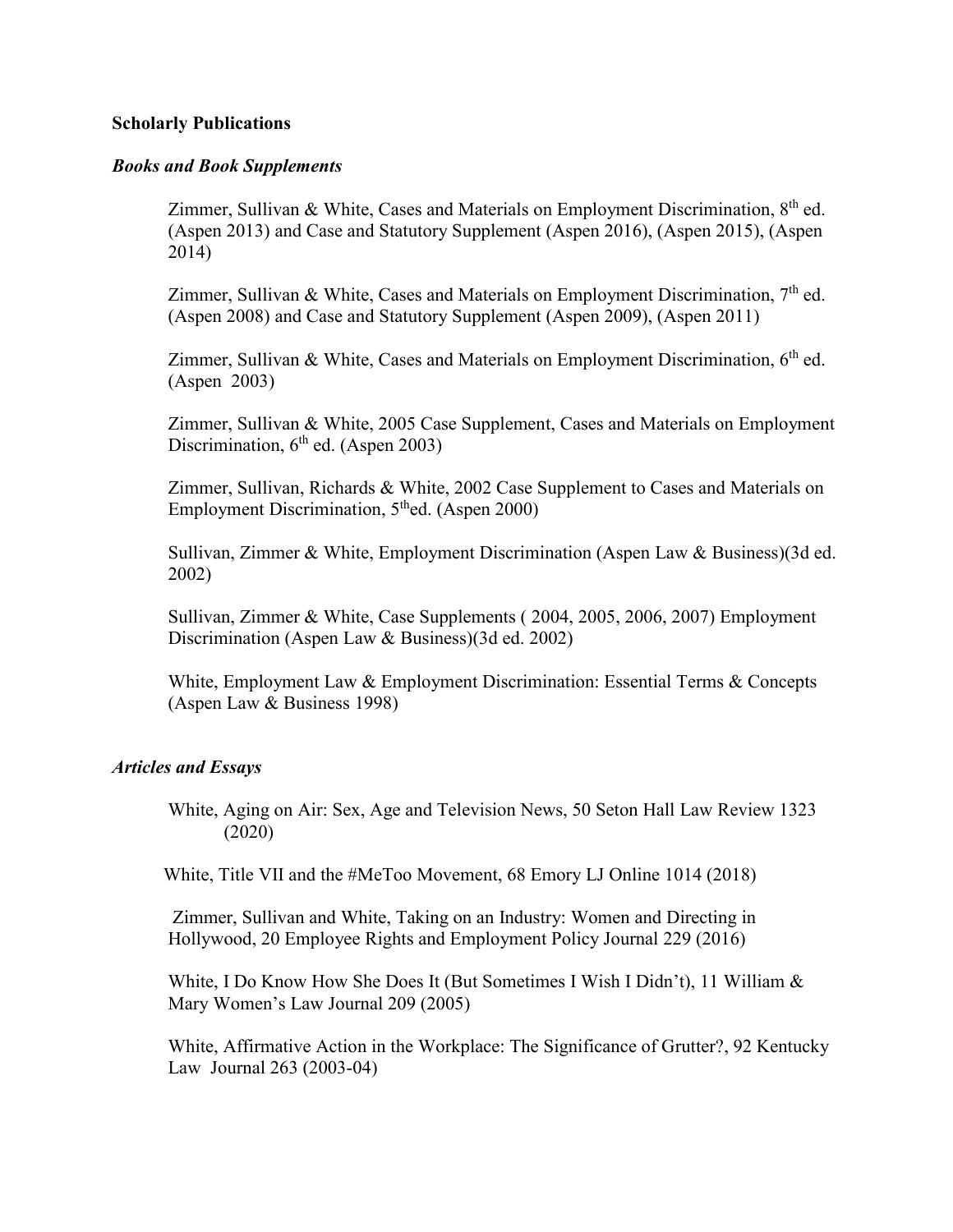**Scholarly Publications**

***Books and Book Supplements***

Zimmer, Sullivan & White, Cases and Materials on Employment Discrimination, 8th ed. (Aspen 2013) and Case and Statutory Supplement (Aspen 2016), (Aspen 2015), (Aspen 2014)

Zimmer, Sullivan & White, Cases and Materials on Employment Discrimination, 7th ed. (Aspen 2008) and Case and Statutory Supplement (Aspen 2009), (Aspen 2011)

Zimmer, Sullivan & White, Cases and Materials on Employment Discrimination, 6th ed. (Aspen 2003)

Zimmer, Sullivan & White, 2005 Case Supplement, Cases and Materials on Employment Discrimination, 6th ed. (Aspen 2003)

Zimmer, Sullivan, Richards & White, 2002 Case Supplement to Cases and Materials on Employment Discrimination, 5thed. (Aspen 2000)

Sullivan, Zimmer & White, Employment Discrimination (Aspen Law & Business)(3d ed. 2002)

Sullivan, Zimmer & White, Case Supplements ( 2004, 2005, 2006, 2007) Employment Discrimination (Aspen Law & Business)(3d ed. 2002)

White, Employment Law & Employment Discrimination: Essential Terms & Concepts (Aspen Law & Business 1998)

***Articles and Essays***

White, Aging on Air: Sex, Age and Television News, 50 Seton Hall Law Review 1323 (2020)

White, Title VII and the #MeToo Movement, 68 Emory LJ Online 1014 (2018)

Zimmer, Sullivan and White, Taking on an Industry: Women and Directing in Hollywood, 20 Employee Rights and Employment Policy Journal 229 (2016)

White, I Do Know How She Does It (But Sometimes I Wish I Didn't), 11 William & Mary Women's Law Journal 209 (2005)

White, Affirmative Action in the Workplace: The Significance of Grutter?, 92 Kentucky Law Journal 263 (2003-04)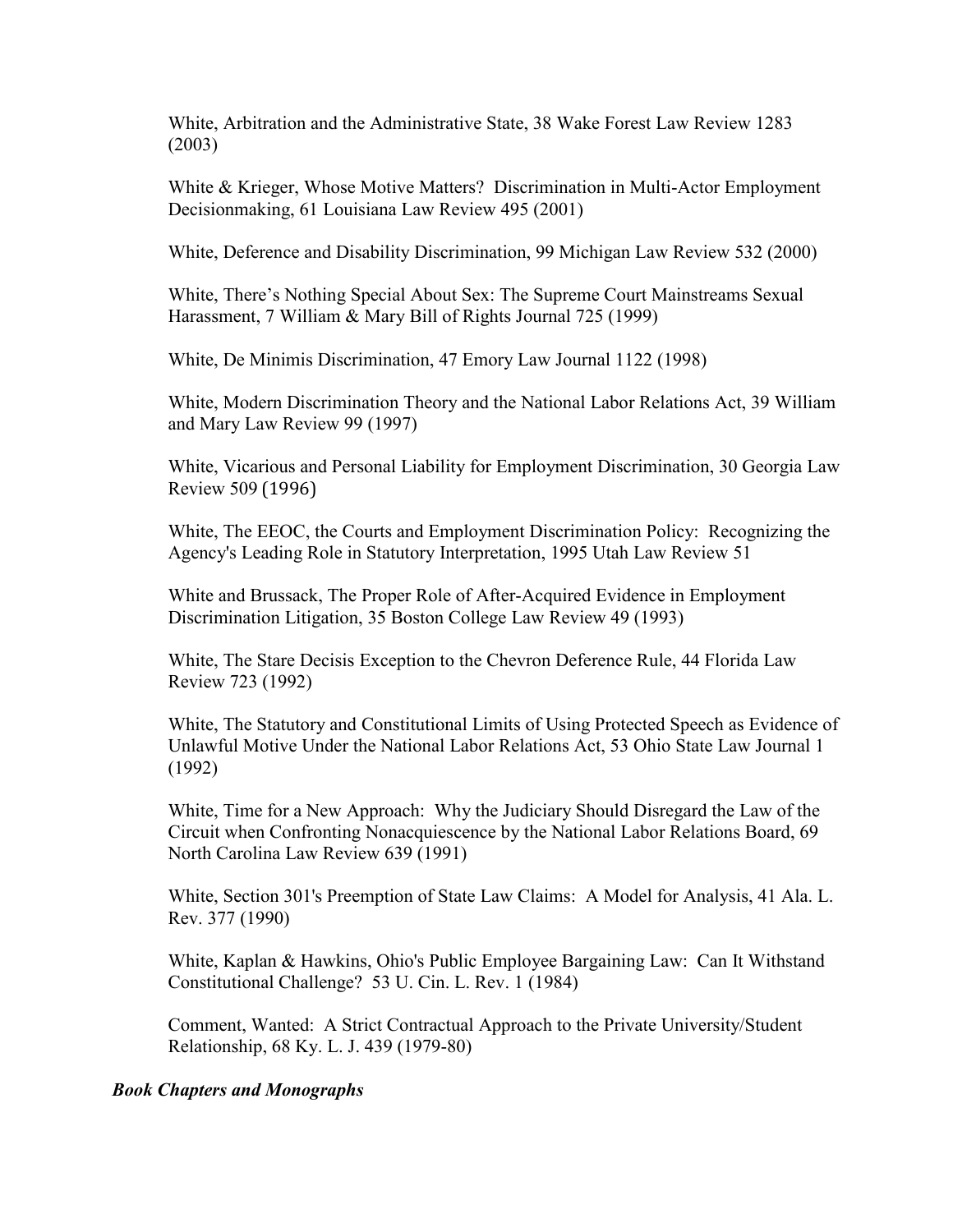White, Arbitration and the Administrative State, 38 Wake Forest Law Review 1283 (2003)

White & Krieger, Whose Motive Matters? Discrimination in Multi-Actor Employment Decisionmaking, 61 Louisiana Law Review 495 (2001)

White, Deference and Disability Discrimination, 99 Michigan Law Review 532 (2000)

White, There's Nothing Special About Sex: The Supreme Court Mainstreams Sexual Harassment, 7 William & Mary Bill of Rights Journal 725 (1999)

White, De Minimis Discrimination, 47 Emory Law Journal 1122 (1998)

White, Modern Discrimination Theory and the National Labor Relations Act, 39 William and Mary Law Review 99 (1997)

White, Vicarious and Personal Liability for Employment Discrimination, 30 Georgia Law Review 509 (1996)

White, The EEOC, the Courts and Employment Discrimination Policy: Recognizing the Agency's Leading Role in Statutory Interpretation, 1995 Utah Law Review 51

White and Brussack, The Proper Role of After-Acquired Evidence in Employment Discrimination Litigation, 35 Boston College Law Review 49 (1993)

White, The Stare Decisis Exception to the Chevron Deference Rule, 44 Florida Law Review 723 (1992)

White, The Statutory and Constitutional Limits of Using Protected Speech as Evidence of Unlawful Motive Under the National Labor Relations Act, 53 Ohio State Law Journal 1 (1992)

White, Time for a New Approach: Why the Judiciary Should Disregard the Law of the Circuit when Confronting Nonacquiescence by the National Labor Relations Board, 69 North Carolina Law Review 639 (1991)

White, Section 301's Preemption of State Law Claims: A Model for Analysis, 41 Ala. L. Rev. 377 (1990)

White, Kaplan & Hawkins, Ohio's Public Employee Bargaining Law: Can It Withstand Constitutional Challenge? 53 U. Cin. L. Rev. 1 (1984)

Comment, Wanted: A Strict Contractual Approach to the Private University/Student Relationship, 68 Ky. L. J. 439 (1979-80)

***Book Chapters and Monographs***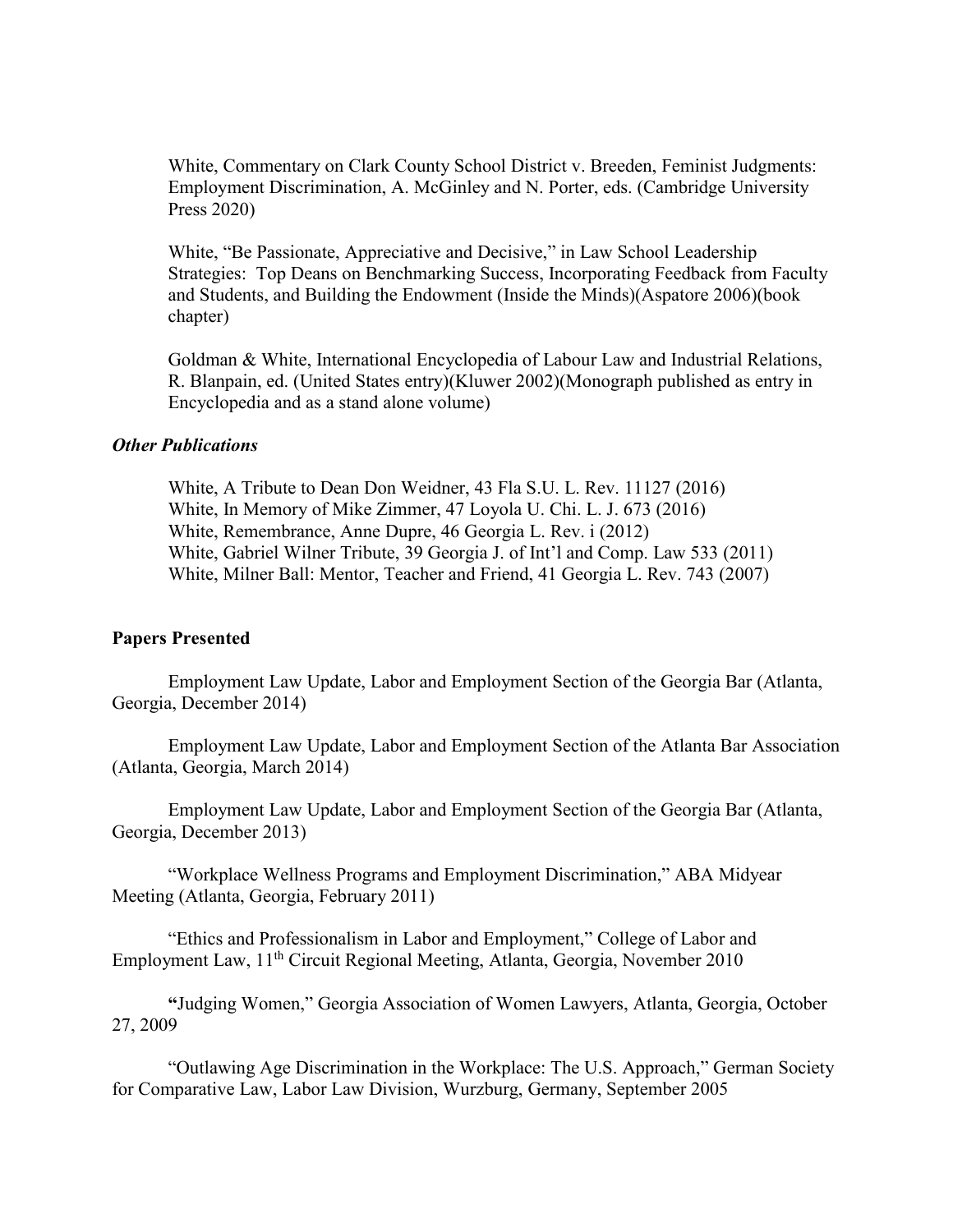White, Commentary on Clark County School District v. Breeden, Feminist Judgments: Employment Discrimination, A. McGinley and N. Porter, eds. (Cambridge University Press 2020)

White, "Be Passionate, Appreciative and Decisive," in Law School Leadership Strategies: Top Deans on Benchmarking Success, Incorporating Feedback from Faculty and Students, and Building the Endowment (Inside the Minds)(Aspatore 2006)(book chapter)

Goldman & White, International Encyclopedia of Labour Law and Industrial Relations, R. Blanpain, ed. (United States entry)(Kluwer 2002)(Monograph published as entry in Encyclopedia and as a stand alone volume)

### *Other Publications*

White, A Tribute to Dean Don Weidner, 43 Fla S.U. L. Rev. 11127 (2016)
White, In Memory of Mike Zimmer, 47 Loyola U. Chi. L. J. 673 (2016)
White, Remembrance, Anne Dupre, 46 Georgia L. Rev. i (2012)
White, Gabriel Wilner Tribute, 39 Georgia J. of Int'l and Comp. Law 533 (2011)
White, Milner Ball: Mentor, Teacher and Friend, 41 Georgia L. Rev. 743 (2007)

## Papers Presented

Employment Law Update, Labor and Employment Section of the Georgia Bar (Atlanta, Georgia, December 2014)

Employment Law Update, Labor and Employment Section of the Atlanta Bar Association (Atlanta, Georgia, March 2014)

Employment Law Update, Labor and Employment Section of the Georgia Bar (Atlanta, Georgia, December 2013)

"Workplace Wellness Programs and Employment Discrimination," ABA Midyear Meeting (Atlanta, Georgia, February 2011)

"Ethics and Professionalism in Labor and Employment," College of Labor and Employment Law, 11th Circuit Regional Meeting, Atlanta, Georgia, November 2010

"Judging Women," Georgia Association of Women Lawyers, Atlanta, Georgia, October 27, 2009

"Outlawing Age Discrimination in the Workplace: The U.S. Approach," German Society for Comparative Law, Labor Law Division, Wurzburg, Germany, September 2005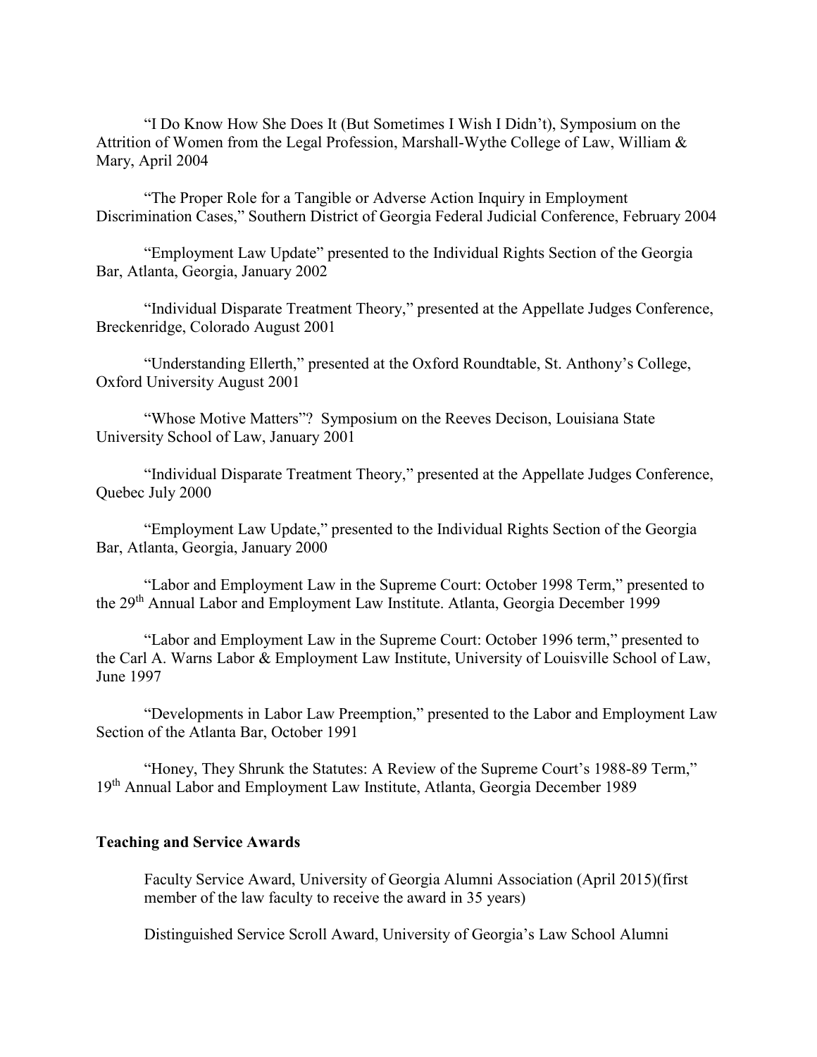"I Do Know How She Does It (But Sometimes I Wish I Didn't), Symposium on the Attrition of Women from the Legal Profession, Marshall-Wythe College of Law, William & Mary, April 2004

"The Proper Role for a Tangible or Adverse Action Inquiry in Employment Discrimination Cases," Southern District of Georgia Federal Judicial Conference, February 2004

"Employment Law Update" presented to the Individual Rights Section of the Georgia Bar, Atlanta, Georgia, January 2002

"Individual Disparate Treatment Theory," presented at the Appellate Judges Conference, Breckenridge, Colorado August 2001

"Understanding Ellerth," presented at the Oxford Roundtable, St. Anthony's College, Oxford University August 2001

"Whose Motive Matters"? Symposium on the Reeves Decison, Louisiana State University School of Law, January 2001

"Individual Disparate Treatment Theory," presented at the Appellate Judges Conference, Quebec July 2000

"Employment Law Update," presented to the Individual Rights Section of the Georgia Bar, Atlanta, Georgia, January 2000

"Labor and Employment Law in the Supreme Court: October 1998 Term," presented to the 29th Annual Labor and Employment Law Institute. Atlanta, Georgia December 1999

"Labor and Employment Law in the Supreme Court: October 1996 term," presented to the Carl A. Warns Labor & Employment Law Institute, University of Louisville School of Law, June 1997

"Developments in Labor Law Preemption," presented to the Labor and Employment Law Section of the Atlanta Bar, October 1991

"Honey, They Shrunk the Statutes: A Review of the Supreme Court's 1988-89 Term," 19th Annual Labor and Employment Law Institute, Atlanta, Georgia December 1989

**Teaching and Service Awards**

Faculty Service Award, University of Georgia Alumni Association (April 2015)(first member of the law faculty to receive the award in 35 years)

Distinguished Service Scroll Award, University of Georgia's Law School Alumni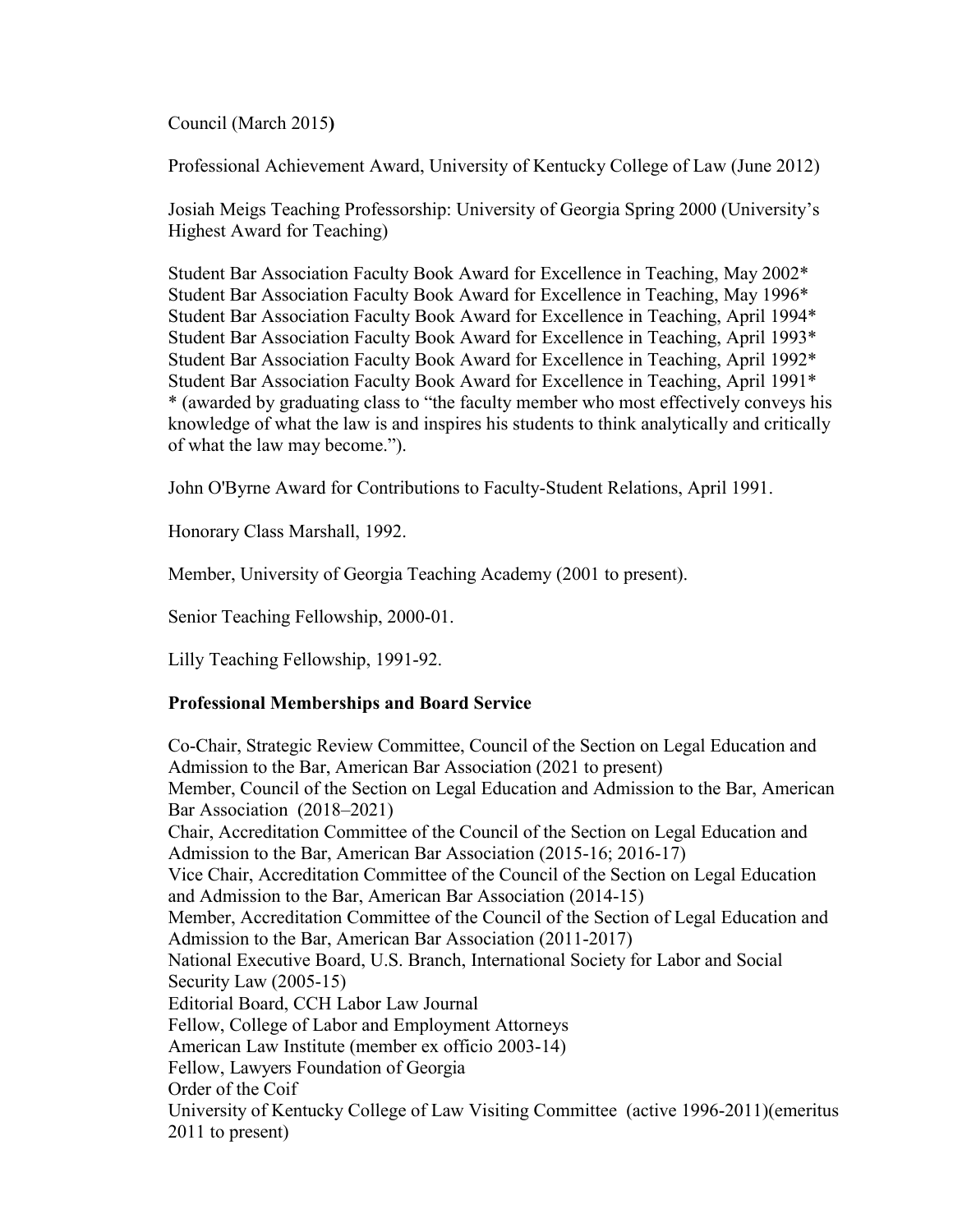Council (March 2015**)**

Professional Achievement Award, University of Kentucky College of Law (June 2012)

Josiah Meigs Teaching Professorship: University of Georgia Spring 2000 (University's Highest Award for Teaching)

Student Bar Association Faculty Book Award for Excellence in Teaching, May 2002*
Student Bar Association Faculty Book Award for Excellence in Teaching, May 1996*
Student Bar Association Faculty Book Award for Excellence in Teaching, April 1994*
Student Bar Association Faculty Book Award for Excellence in Teaching, April 1993*
Student Bar Association Faculty Book Award for Excellence in Teaching, April 1992*
Student Bar Association Faculty Book Award for Excellence in Teaching, April 1991*
* (awarded by graduating class to "the faculty member who most effectively conveys his knowledge of what the law is and inspires his students to think analytically and critically of what the law may become.").

John O'Byrne Award for Contributions to Faculty-Student Relations, April 1991.

Honorary Class Marshall, 1992.

Member, University of Georgia Teaching Academy (2001 to present).

Senior Teaching Fellowship, 2000-01.

Lilly Teaching Fellowship, 1991-92.

**Professional Memberships and Board Service**

Co-Chair, Strategic Review Committee, Council of the Section on Legal Education and Admission to the Bar, American Bar Association (2021 to present)
Member, Council of the Section on Legal Education and Admission to the Bar, American Bar Association (2018–2021)
Chair, Accreditation Committee of the Council of the Section on Legal Education and Admission to the Bar, American Bar Association (2015-16; 2016-17)
Vice Chair, Accreditation Committee of the Council of the Section on Legal Education and Admission to the Bar, American Bar Association (2014-15)
Member, Accreditation Committee of the Council of the Section of Legal Education and Admission to the Bar, American Bar Association (2011-2017)
National Executive Board, U.S. Branch, International Society for Labor and Social Security Law (2005-15)
Editorial Board, CCH Labor Law Journal
Fellow, College of Labor and Employment Attorneys
American Law Institute (member ex officio 2003-14)
Fellow, Lawyers Foundation of Georgia
Order of the Coif
University of Kentucky College of Law Visiting Committee (active 1996-2011)(emeritus 2011 to present)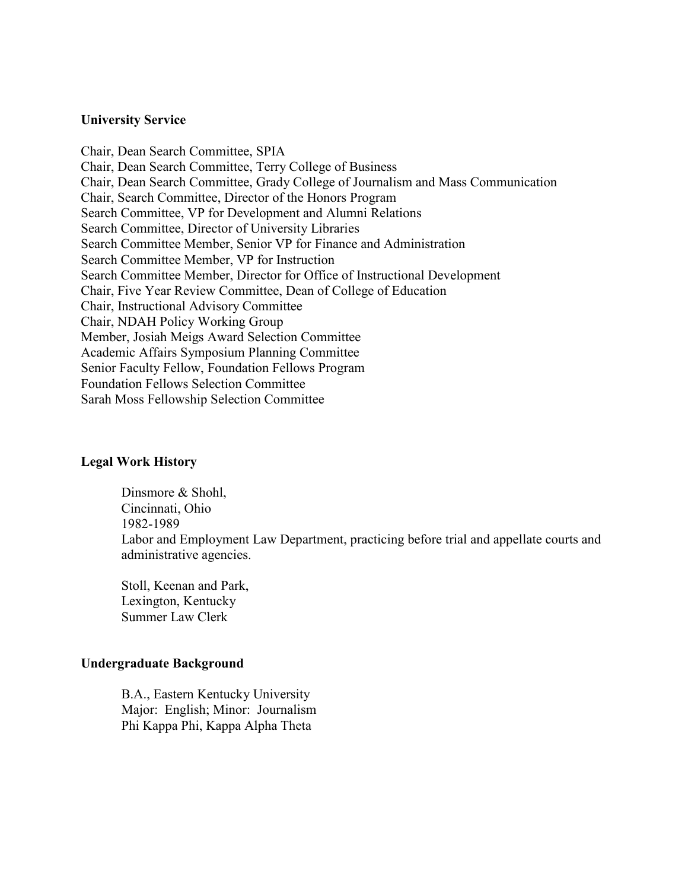**University Service**

Chair, Dean Search Committee, SPIA
Chair, Dean Search Committee, Terry College of Business
Chair, Dean Search Committee, Grady College of Journalism and Mass Communication
Chair, Search Committee, Director of the Honors Program
Search Committee, VP for Development and Alumni Relations
Search Committee, Director of University Libraries
Search Committee Member, Senior VP for Finance and Administration
Search Committee Member, VP for Instruction
Search Committee Member, Director for Office of Instructional Development
Chair, Five Year Review Committee, Dean of College of Education
Chair, Instructional Advisory Committee
Chair, NDAH Policy Working Group
Member, Josiah Meigs Award Selection Committee
Academic Affairs Symposium Planning Committee
Senior Faculty Fellow, Foundation Fellows Program
Foundation Fellows Selection Committee
Sarah Moss Fellowship Selection Committee

**Legal Work History**

Dinsmore & Shohl,
Cincinnati, Ohio
1982-1989
Labor and Employment Law Department, practicing before trial and appellate courts and administrative agencies.

Stoll, Keenan and Park,
Lexington, Kentucky
Summer Law Clerk

**Undergraduate Background**

B.A., Eastern Kentucky University
Major: English; Minor: Journalism
Phi Kappa Phi, Kappa Alpha Theta